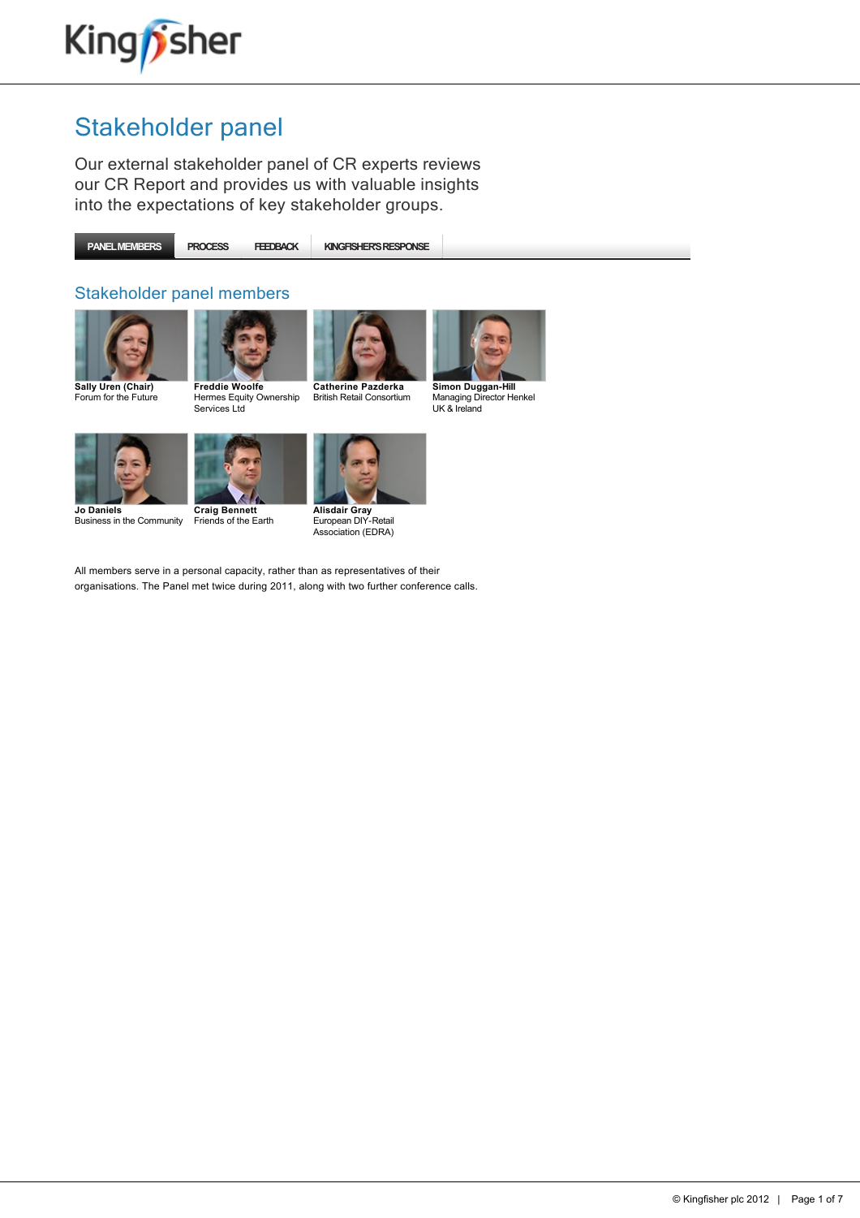# Stakeholder panel

Our external stakeholder panel of CR experts reviews our CR Report and provides us with valuable insights into the expectations of key stakeholder groups.

PANEL MEMBERS | PROCESS | FEEDBACK | KINGFISHER'S RESPONSE

## Stakeholder panel members

**Sally Uren (Chair)**
Forum for the Future

**Freddie Woolfe**
Hermes Equity Ownership Services Ltd

**Catherine Pazderka**
British Retail Consortium

**Simon Duggan-Hill**
Managing Director Henkel UK & Ireland

**Jo Daniels**
Business in the Community

**Craig Bennett**
Friends of the Earth

**Alisdair Gray**
European DIY-Retail Association (EDRA)

All members serve in a personal capacity, rather than as representatives of their organisations. The Panel met twice during 2011, along with two further conference calls.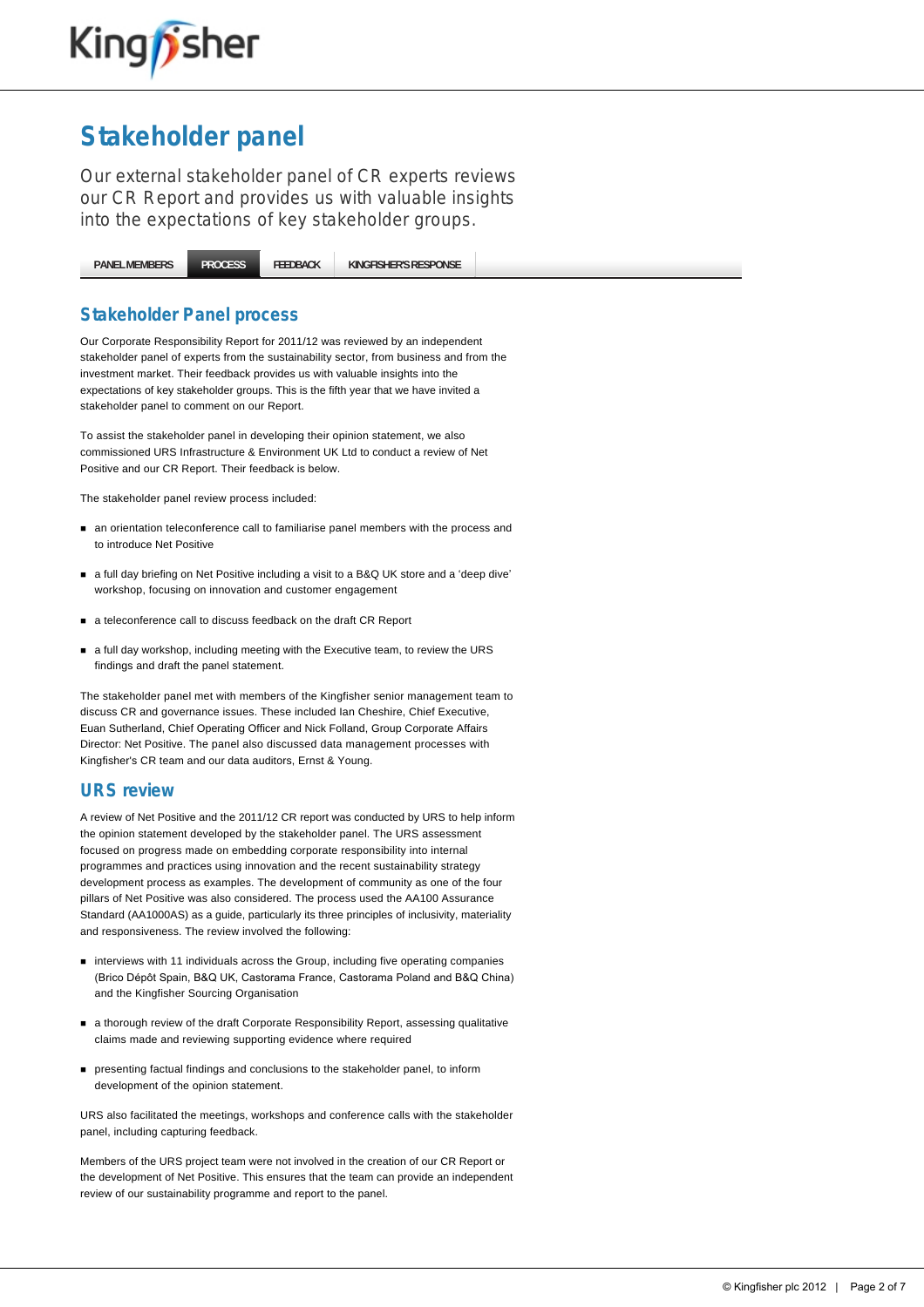# Stakeholder panel

Our external stakeholder panel of CR experts reviews our CR Report and provides us with valuable insights into the expectations of key stakeholder groups.

PANEL MEMBERS | PROCESS | FEEDBACK | KINGFISHER'S RESPONSE

## Stakeholder Panel process

Our Corporate Responsibility Report for 2011/12 was reviewed by an independent stakeholder panel of experts from the sustainability sector, from business and from the investment market. Their feedback provides us with valuable insights into the expectations of key stakeholder groups. This is the fifth year that we have invited a stakeholder panel to comment on our Report.

To assist the stakeholder panel in developing their opinion statement, we also commissioned URS Infrastructure & Environment UK Ltd to conduct a review of Net Positive and our CR Report. Their feedback is below.

The stakeholder panel review process included:

- an orientation teleconference call to familiarise panel members with the process and to introduce Net Positive
- a full day briefing on Net Positive including a visit to a B&Q UK store and a 'deep dive' workshop, focusing on innovation and customer engagement
- a teleconference call to discuss feedback on the draft CR Report
- a full day workshop, including meeting with the Executive team, to review the URS findings and draft the panel statement.

The stakeholder panel met with members of the Kingfisher senior management team to discuss CR and governance issues. These included Ian Cheshire, Chief Executive, Euan Sutherland, Chief Operating Officer and Nick Folland, Group Corporate Affairs Director: Net Positive. The panel also discussed data management processes with Kingfisher's CR team and our data auditors, Ernst & Young.

## URS review

A review of Net Positive and the 2011/12 CR report was conducted by URS to help inform the opinion statement developed by the stakeholder panel. The URS assessment focused on progress made on embedding corporate responsibility into internal programmes and practices using innovation and the recent sustainability strategy development process as examples. The development of community as one of the four pillars of Net Positive was also considered. The process used the AA100 Assurance Standard (AA1000AS) as a guide, particularly its three principles of inclusivity, materiality and responsiveness. The review involved the following:

- interviews with 11 individuals across the Group, including five operating companies (Brico Dépôt Spain, B&Q UK, Castorama France, Castorama Poland and B&Q China) and the Kingfisher Sourcing Organisation
- a thorough review of the draft Corporate Responsibility Report, assessing qualitative claims made and reviewing supporting evidence where required
- presenting factual findings and conclusions to the stakeholder panel, to inform development of the opinion statement.

URS also facilitated the meetings, workshops and conference calls with the stakeholder panel, including capturing feedback.

Members of the URS project team were not involved in the creation of our CR Report or the development of Net Positive. This ensures that the team can provide an independent review of our sustainability programme and report to the panel.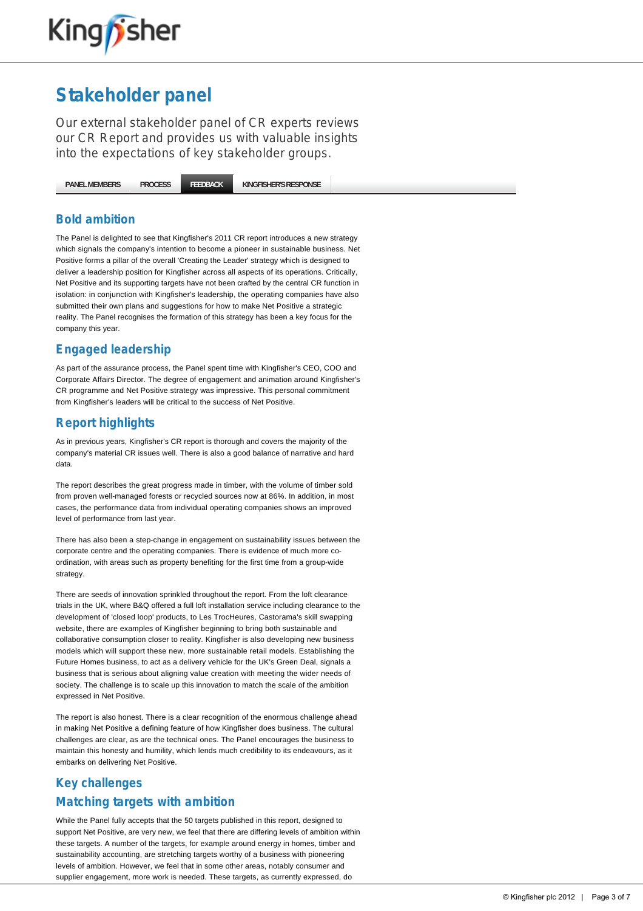# Stakeholder panel

Our external stakeholder panel of CR experts reviews our CR Report and provides us with valuable insights into the expectations of key stakeholder groups.

PANEL MEMBERS | PROCESS | FEEDBACK | KINGFISHER'S RESPONSE

## Bold ambition

The Panel is delighted to see that Kingfisher's 2011 CR report introduces a new strategy which signals the company's intention to become a pioneer in sustainable business. Net Positive forms a pillar of the overall 'Creating the Leader' strategy which is designed to deliver a leadership position for Kingfisher across all aspects of its operations. Critically, Net Positive and its supporting targets have not been crafted by the central CR function in isolation: in conjunction with Kingfisher's leadership, the operating companies have also submitted their own plans and suggestions for how to make Net Positive a strategic reality. The Panel recognises the formation of this strategy has been a key focus for the company this year.

## Engaged leadership

As part of the assurance process, the Panel spent time with Kingfisher's CEO, COO and Corporate Affairs Director. The degree of engagement and animation around Kingfisher's CR programme and Net Positive strategy was impressive. This personal commitment from Kingfisher's leaders will be critical to the success of Net Positive.

## Report highlights

As in previous years, Kingfisher's CR report is thorough and covers the majority of the company's material CR issues well. There is also a good balance of narrative and hard data.

The report describes the great progress made in timber, with the volume of timber sold from proven well-managed forests or recycled sources now at 86%. In addition, in most cases, the performance data from individual operating companies shows an improved level of performance from last year.

There has also been a step-change in engagement on sustainability issues between the corporate centre and the operating companies. There is evidence of much more co-ordination, with areas such as property benefiting for the first time from a group-wide strategy.

There are seeds of innovation sprinkled throughout the report. From the loft clearance trials in the UK, where B&Q offered a full loft installation service including clearance to the development of 'closed loop' products, to Les TrocHeures, Castorama's skill swapping website, there are examples of Kingfisher beginning to bring both sustainable and collaborative consumption closer to reality. Kingfisher is also developing new business models which will support these new, more sustainable retail models. Establishing the Future Homes business, to act as a delivery vehicle for the UK's Green Deal, signals a business that is serious about aligning value creation with meeting the wider needs of society. The challenge is to scale up this innovation to match the scale of the ambition expressed in Net Positive.

The report is also honest. There is a clear recognition of the enormous challenge ahead in making Net Positive a defining feature of how Kingfisher does business. The cultural challenges are clear, as are the technical ones. The Panel encourages the business to maintain this honesty and humility, which lends much credibility to its endeavours, as it embarks on delivering Net Positive.

## Key challenges

### Matching targets with ambition

While the Panel fully accepts that the 50 targets published in this report, designed to support Net Positive, are very new, we feel that there are differing levels of ambition within these targets. A number of the targets, for example around energy in homes, timber and sustainability accounting, are stretching targets worthy of a business with pioneering levels of ambition. However, we feel that in some other areas, notably consumer and supplier engagement, more work is needed. These targets, as currently expressed, do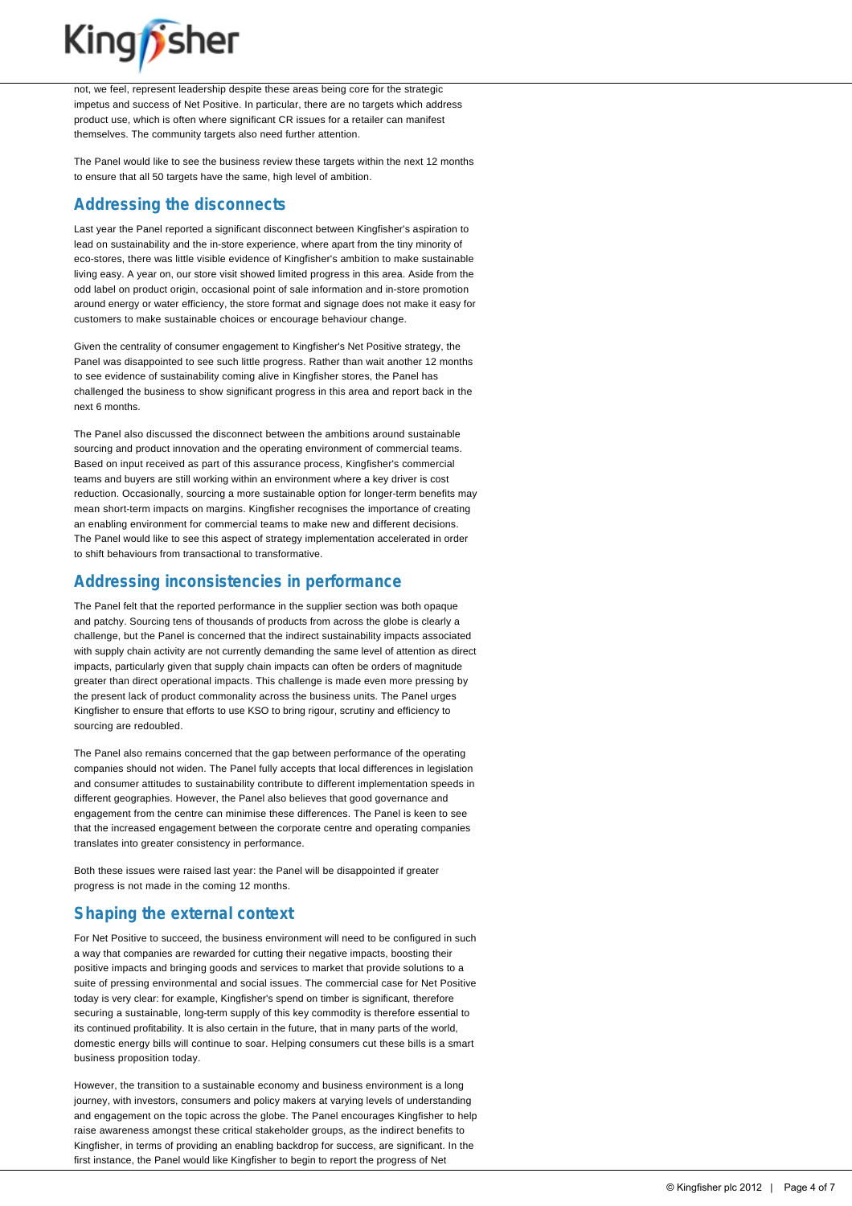not, we feel, represent leadership despite these areas being core for the strategic impetus and success of Net Positive. In particular, there are no targets which address product use, which is often where significant CR issues for a retailer can manifest themselves. The community targets also need further attention.

The Panel would like to see the business review these targets within the next 12 months to ensure that all 50 targets have the same, high level of ambition.

## Addressing the disconnects

Last year the Panel reported a significant disconnect between Kingfisher's aspiration to lead on sustainability and the in-store experience, where apart from the tiny minority of eco-stores, there was little visible evidence of Kingfisher's ambition to make sustainable living easy. A year on, our store visit showed limited progress in this area. Aside from the odd label on product origin, occasional point of sale information and in-store promotion around energy or water efficiency, the store format and signage does not make it easy for customers to make sustainable choices or encourage behaviour change.

Given the centrality of consumer engagement to Kingfisher's Net Positive strategy, the Panel was disappointed to see such little progress. Rather than wait another 12 months to see evidence of sustainability coming alive in Kingfisher stores, the Panel has challenged the business to show significant progress in this area and report back in the next 6 months.

The Panel also discussed the disconnect between the ambitions around sustainable sourcing and product innovation and the operating environment of commercial teams. Based on input received as part of this assurance process, Kingfisher's commercial teams and buyers are still working within an environment where a key driver is cost reduction. Occasionally, sourcing a more sustainable option for longer-term benefits may mean short-term impacts on margins. Kingfisher recognises the importance of creating an enabling environment for commercial teams to make new and different decisions. The Panel would like to see this aspect of strategy implementation accelerated in order to shift behaviours from transactional to transformative.

## Addressing inconsistencies in performance

The Panel felt that the reported performance in the supplier section was both opaque and patchy. Sourcing tens of thousands of products from across the globe is clearly a challenge, but the Panel is concerned that the indirect sustainability impacts associated with supply chain activity are not currently demanding the same level of attention as direct impacts, particularly given that supply chain impacts can often be orders of magnitude greater than direct operational impacts. This challenge is made even more pressing by the present lack of product commonality across the business units. The Panel urges Kingfisher to ensure that efforts to use KSO to bring rigour, scrutiny and efficiency to sourcing are redoubled.

The Panel also remains concerned that the gap between performance of the operating companies should not widen. The Panel fully accepts that local differences in legislation and consumer attitudes to sustainability contribute to different implementation speeds in different geographies. However, the Panel also believes that good governance and engagement from the centre can minimise these differences. The Panel is keen to see that the increased engagement between the corporate centre and operating companies translates into greater consistency in performance.

Both these issues were raised last year: the Panel will be disappointed if greater progress is not made in the coming 12 months.

## Shaping the external context

For Net Positive to succeed, the business environment will need to be configured in such a way that companies are rewarded for cutting their negative impacts, boosting their positive impacts and bringing goods and services to market that provide solutions to a suite of pressing environmental and social issues. The commercial case for Net Positive today is very clear: for example, Kingfisher's spend on timber is significant, therefore securing a sustainable, long-term supply of this key commodity is therefore essential to its continued profitability. It is also certain in the future, that in many parts of the world, domestic energy bills will continue to soar. Helping consumers cut these bills is a smart business proposition today.

However, the transition to a sustainable economy and business environment is a long journey, with investors, consumers and policy makers at varying levels of understanding and engagement on the topic across the globe. The Panel encourages Kingfisher to help raise awareness amongst these critical stakeholder groups, as the indirect benefits to Kingfisher, in terms of providing an enabling backdrop for success, are significant. In the first instance, the Panel would like Kingfisher to begin to report the progress of Net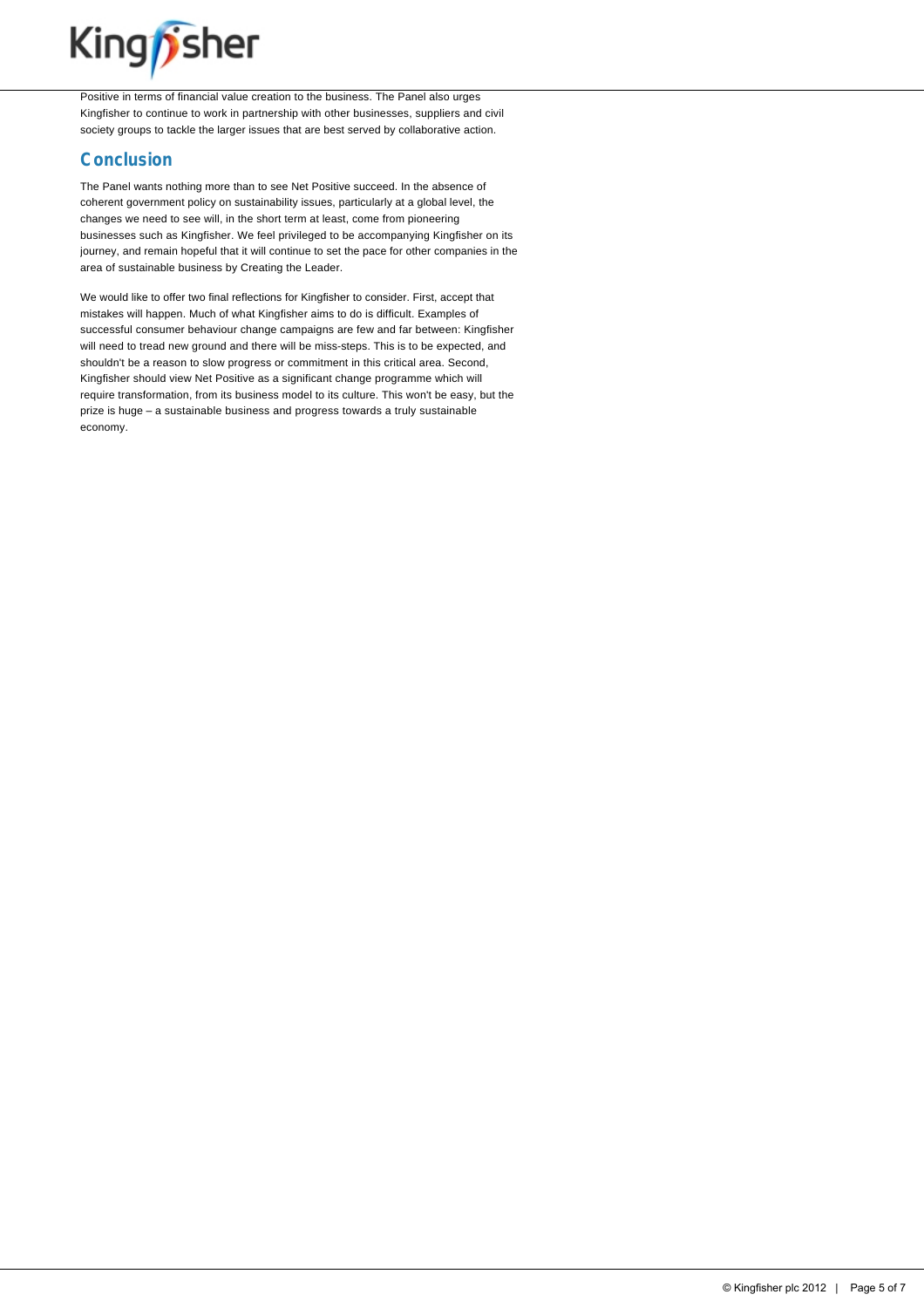Positive in terms of financial value creation to the business. The Panel also urges Kingfisher to continue to work in partnership with other businesses, suppliers and civil society groups to tackle the larger issues that are best served by collaborative action.

## Conclusion

The Panel wants nothing more than to see Net Positive succeed. In the absence of coherent government policy on sustainability issues, particularly at a global level, the changes we need to see will, in the short term at least, come from pioneering businesses such as Kingfisher. We feel privileged to be accompanying Kingfisher on its journey, and remain hopeful that it will continue to set the pace for other companies in the area of sustainable business by Creating the Leader.

We would like to offer two final reflections for Kingfisher to consider. First, accept that mistakes will happen. Much of what Kingfisher aims to do is difficult. Examples of successful consumer behaviour change campaigns are few and far between: Kingfisher will need to tread new ground and there will be miss-steps. This is to be expected, and shouldn't be a reason to slow progress or commitment in this critical area. Second, Kingfisher should view Net Positive as a significant change programme which will require transformation, from its business model to its culture. This won't be easy, but the prize is huge – a sustainable business and progress towards a truly sustainable economy.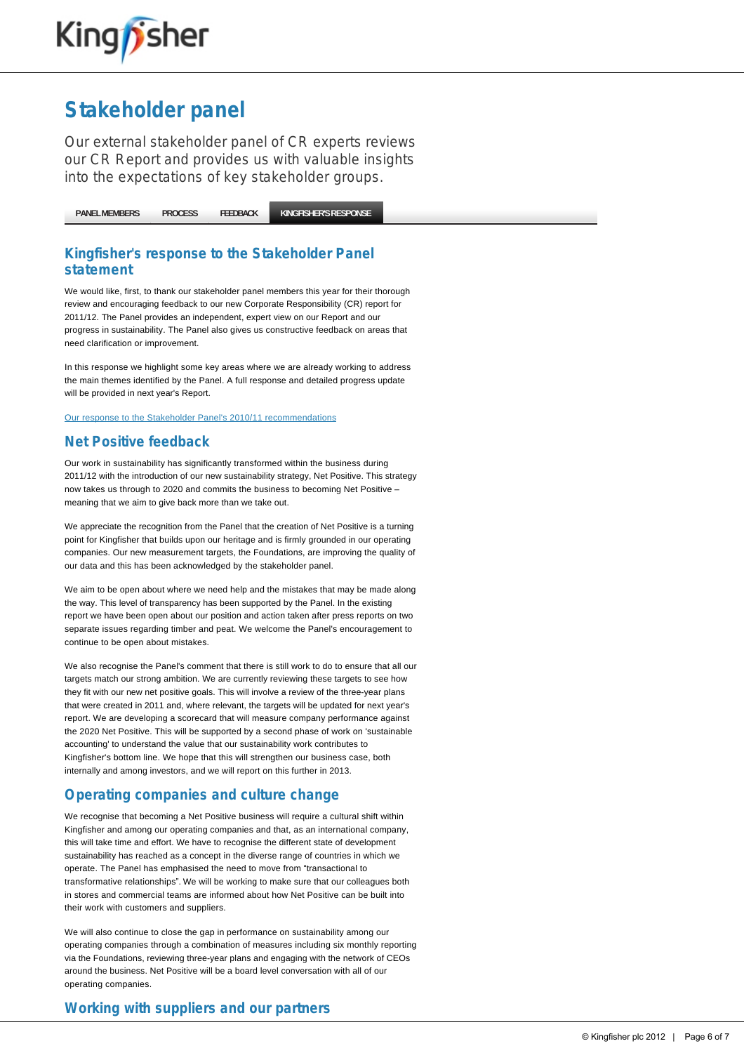# Stakeholder panel

Our external stakeholder panel of CR experts reviews our CR Report and provides us with valuable insights into the expectations of key stakeholder groups.

PANEL MEMBERS | PROCESS | FEEDBACK | KINGFISHER'S RESPONSE

## Kingfisher's response to the Stakeholder Panel statement

We would like, first, to thank our stakeholder panel members this year for their thorough review and encouraging feedback to our new Corporate Responsibility (CR) report for 2011/12. The Panel provides an independent, expert view on our Report and our progress in sustainability. The Panel also gives us constructive feedback on areas that need clarification or improvement.

In this response we highlight some key areas where we are already working to address the main themes identified by the Panel. A full response and detailed progress update will be provided in next year's Report.

Our response to the Stakeholder Panel's 2010/11 recommendations

## Net Positive feedback

Our work in sustainability has significantly transformed within the business during 2011/12 with the introduction of our new sustainability strategy, Net Positive. This strategy now takes us through to 2020 and commits the business to becoming Net Positive – meaning that we aim to give back more than we take out.

We appreciate the recognition from the Panel that the creation of Net Positive is a turning point for Kingfisher that builds upon our heritage and is firmly grounded in our operating companies. Our new measurement targets, the Foundations, are improving the quality of our data and this has been acknowledged by the stakeholder panel.

We aim to be open about where we need help and the mistakes that may be made along the way. This level of transparency has been supported by the Panel. In the existing report we have been open about our position and action taken after press reports on two separate issues regarding timber and peat. We welcome the Panel's encouragement to continue to be open about mistakes.

We also recognise the Panel's comment that there is still work to do to ensure that all our targets match our strong ambition. We are currently reviewing these targets to see how they fit with our new net positive goals. This will involve a review of the three-year plans that were created in 2011 and, where relevant, the targets will be updated for next year's report. We are developing a scorecard that will measure company performance against the 2020 Net Positive. This will be supported by a second phase of work on 'sustainable accounting' to understand the value that our sustainability work contributes to Kingfisher's bottom line. We hope that this will strengthen our business case, both internally and among investors, and we will report on this further in 2013.

## Operating companies and culture change

We recognise that becoming a Net Positive business will require a cultural shift within Kingfisher and among our operating companies and that, as an international company, this will take time and effort. We have to recognise the different state of development sustainability has reached as a concept in the diverse range of countries in which we operate. The Panel has emphasised the need to move from "transactional to transformative relationships". We will be working to make sure that our colleagues both in stores and commercial teams are informed about how Net Positive can be built into their work with customers and suppliers.

We will also continue to close the gap in performance on sustainability among our operating companies through a combination of measures including six monthly reporting via the Foundations, reviewing three-year plans and engaging with the network of CEOs around the business. Net Positive will be a board level conversation with all of our operating companies.

## Working with suppliers and our partners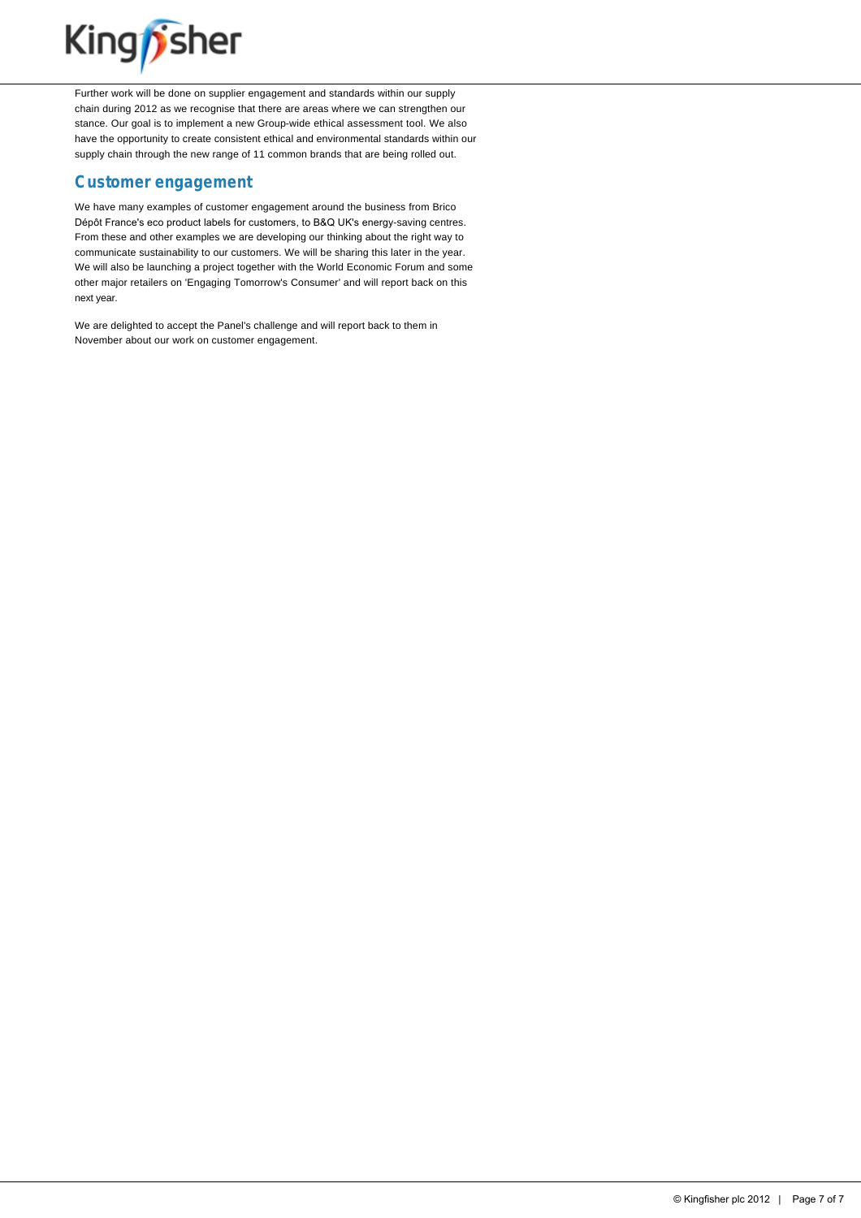Further work will be done on supplier engagement and standards within our supply chain during 2012 as we recognise that there are areas where we can strengthen our stance. Our goal is to implement a new Group-wide ethical assessment tool. We also have the opportunity to create consistent ethical and environmental standards within our supply chain through the new range of 11 common brands that are being rolled out.

## Customer engagement

We have many examples of customer engagement around the business from Brico Dépôt France's eco product labels for customers, to B&Q UK's energy-saving centres. From these and other examples we are developing our thinking about the right way to communicate sustainability to our customers. We will be sharing this later in the year. We will also be launching a project together with the World Economic Forum and some other major retailers on 'Engaging Tomorrow's Consumer' and will report back on this next year.

We are delighted to accept the Panel's challenge and will report back to them in November about our work on customer engagement.